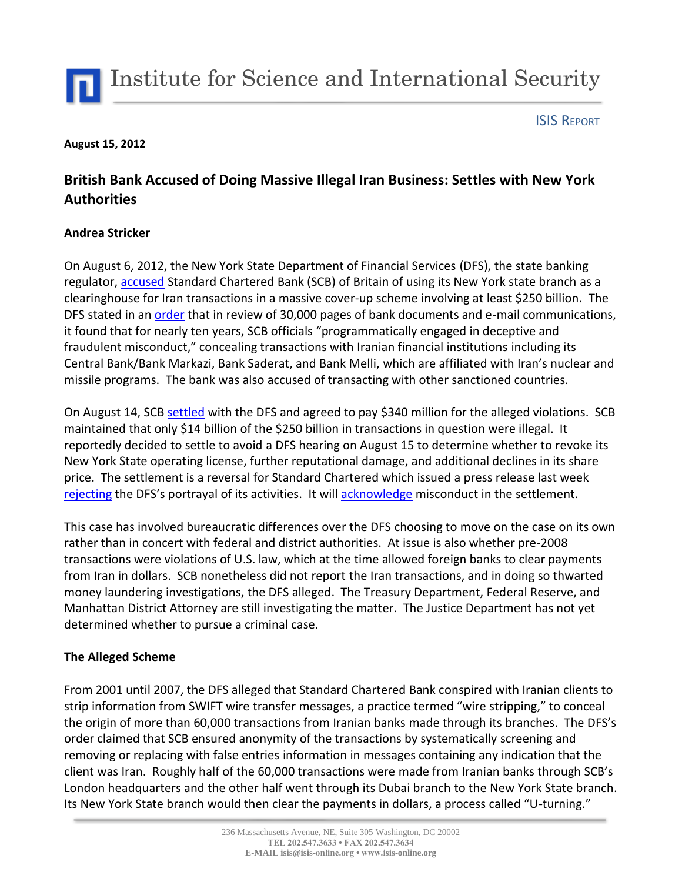Institute for Science and International Security

ISIS REPORT

**August 15, 2012**

## British Bank Accused of Doing Massive Illegal Iran Business: Settles with New York Authorities

**Andrea Stricker**

On August 6, 2012, the New York State Department of Financial Services (DFS), the state banking regulator, accused Standard Chartered Bank (SCB) of Britain of using its New York state branch as a clearinghouse for Iran transactions in a massive cover-up scheme involving at least $250 billion. The DFS stated in an order that in review of 30,000 pages of bank documents and e-mail communications, it found that for nearly ten years, SCB officials "programmatically engaged in deceptive and fraudulent misconduct," concealing transactions with Iranian financial institutions including its Central Bank/Bank Markazi, Bank Saderat, and Bank Melli, which are affiliated with Iran's nuclear and missile programs. The bank was also accused of transacting with other sanctioned countries.

On August 14, SCB settled with the DFS and agreed to pay $340 million for the alleged violations. SCB maintained that only $14 billion of the $250 billion in transactions in question were illegal. It reportedly decided to settle to avoid a DFS hearing on August 15 to determine whether to revoke its New York State operating license, further reputational damage, and additional declines in its share price. The settlement is a reversal for Standard Chartered which issued a press release last week rejecting the DFS's portrayal of its activities. It will acknowledge misconduct in the settlement.

This case has involved bureaucratic differences over the DFS choosing to move on the case on its own rather than in concert with federal and district authorities. At issue is also whether pre-2008 transactions were violations of U.S. law, which at the time allowed foreign banks to clear payments from Iran in dollars. SCB nonetheless did not report the Iran transactions, and in doing so thwarted money laundering investigations, the DFS alleged. The Treasury Department, Federal Reserve, and Manhattan District Attorney are still investigating the matter. The Justice Department has not yet determined whether to pursue a criminal case.

### The Alleged Scheme

From 2001 until 2007, the DFS alleged that Standard Chartered Bank conspired with Iranian clients to strip information from SWIFT wire transfer messages, a practice termed "wire stripping," to conceal the origin of more than 60,000 transactions from Iranian banks made through its branches. The DFS's order claimed that SCB ensured anonymity of the transactions by systematically screening and removing or replacing with false entries information in messages containing any indication that the client was Iran. Roughly half of the 60,000 transactions were made from Iranian banks through SCB's London headquarters and the other half went through its Dubai branch to the New York State branch. Its New York State branch would then clear the payments in dollars, a process called "U-turning."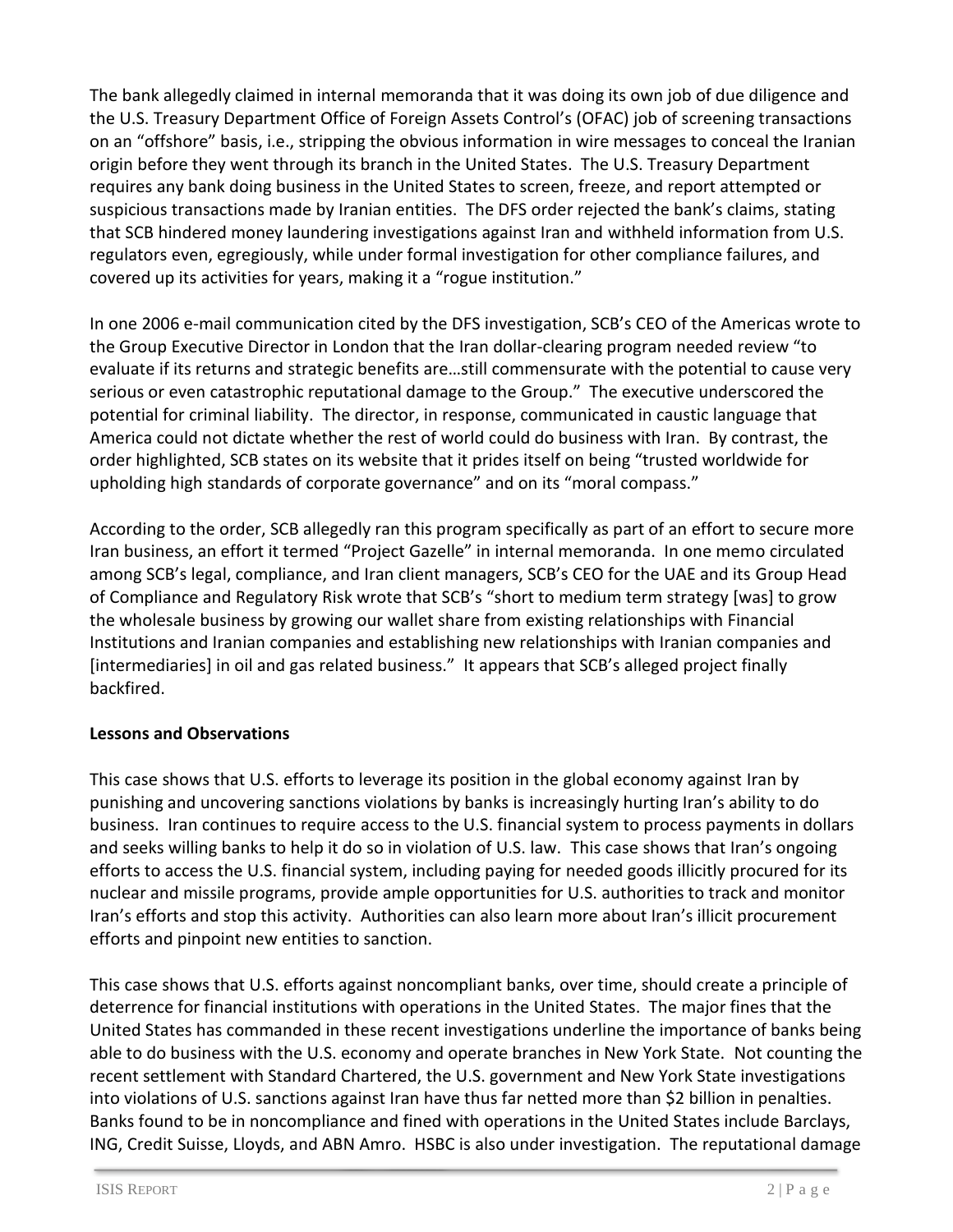The bank allegedly claimed in internal memoranda that it was doing its own job of due diligence and the U.S. Treasury Department Office of Foreign Assets Control's (OFAC) job of screening transactions on an "offshore" basis, i.e., stripping the obvious information in wire messages to conceal the Iranian origin before they went through its branch in the United States. The U.S. Treasury Department requires any bank doing business in the United States to screen, freeze, and report attempted or suspicious transactions made by Iranian entities. The DFS order rejected the bank's claims, stating that SCB hindered money laundering investigations against Iran and withheld information from U.S. regulators even, egregiously, while under formal investigation for other compliance failures, and covered up its activities for years, making it a "rogue institution."

In one 2006 e-mail communication cited by the DFS investigation, SCB's CEO of the Americas wrote to the Group Executive Director in London that the Iran dollar-clearing program needed review "to evaluate if its returns and strategic benefits are…still commensurate with the potential to cause very serious or even catastrophic reputational damage to the Group." The executive underscored the potential for criminal liability. The director, in response, communicated in caustic language that America could not dictate whether the rest of world could do business with Iran. By contrast, the order highlighted, SCB states on its website that it prides itself on being "trusted worldwide for upholding high standards of corporate governance" and on its "moral compass."

According to the order, SCB allegedly ran this program specifically as part of an effort to secure more Iran business, an effort it termed "Project Gazelle" in internal memoranda. In one memo circulated among SCB's legal, compliance, and Iran client managers, SCB's CEO for the UAE and its Group Head of Compliance and Regulatory Risk wrote that SCB's "short to medium term strategy [was] to grow the wholesale business by growing our wallet share from existing relationships with Financial Institutions and Iranian companies and establishing new relationships with Iranian companies and [intermediaries] in oil and gas related business." It appears that SCB's alleged project finally backfired.

**Lessons and Observations**

This case shows that U.S. efforts to leverage its position in the global economy against Iran by punishing and uncovering sanctions violations by banks is increasingly hurting Iran's ability to do business. Iran continues to require access to the U.S. financial system to process payments in dollars and seeks willing banks to help it do so in violation of U.S. law. This case shows that Iran's ongoing efforts to access the U.S. financial system, including paying for needed goods illicitly procured for its nuclear and missile programs, provide ample opportunities for U.S. authorities to track and monitor Iran's efforts and stop this activity. Authorities can also learn more about Iran's illicit procurement efforts and pinpoint new entities to sanction.

This case shows that U.S. efforts against noncompliant banks, over time, should create a principle of deterrence for financial institutions with operations in the United States. The major fines that the United States has commanded in these recent investigations underline the importance of banks being able to do business with the U.S. economy and operate branches in New York State. Not counting the recent settlement with Standard Chartered, the U.S. government and New York State investigations into violations of U.S. sanctions against Iran have thus far netted more than $2 billion in penalties. Banks found to be in noncompliance and fined with operations in the United States include Barclays, ING, Credit Suisse, Lloyds, and ABN Amro. HSBC is also under investigation. The reputational damage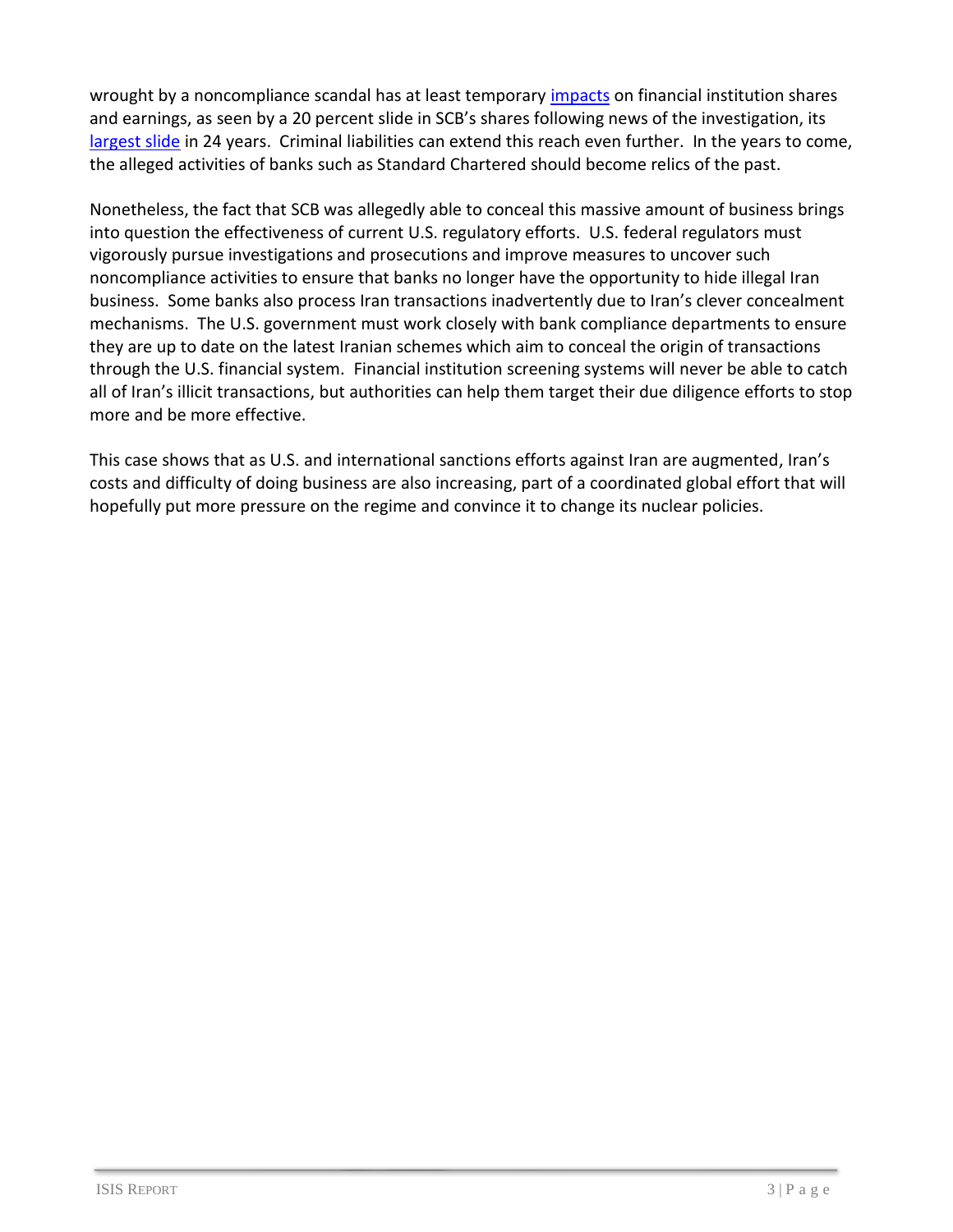wrought by a noncompliance scandal has at least temporary impacts on financial institution shares and earnings, as seen by a 20 percent slide in SCB's shares following news of the investigation, its largest slide in 24 years. Criminal liabilities can extend this reach even further. In the years to come, the alleged activities of banks such as Standard Chartered should become relics of the past.

Nonetheless, the fact that SCB was allegedly able to conceal this massive amount of business brings into question the effectiveness of current U.S. regulatory efforts. U.S. federal regulators must vigorously pursue investigations and prosecutions and improve measures to uncover such noncompliance activities to ensure that banks no longer have the opportunity to hide illegal Iran business. Some banks also process Iran transactions inadvertently due to Iran's clever concealment mechanisms. The U.S. government must work closely with bank compliance departments to ensure they are up to date on the latest Iranian schemes which aim to conceal the origin of transactions through the U.S. financial system. Financial institution screening systems will never be able to catch all of Iran's illicit transactions, but authorities can help them target their due diligence efforts to stop more and be more effective.

This case shows that as U.S. and international sanctions efforts against Iran are augmented, Iran's costs and difficulty of doing business are also increasing, part of a coordinated global effort that will hopefully put more pressure on the regime and convince it to change its nuclear policies.